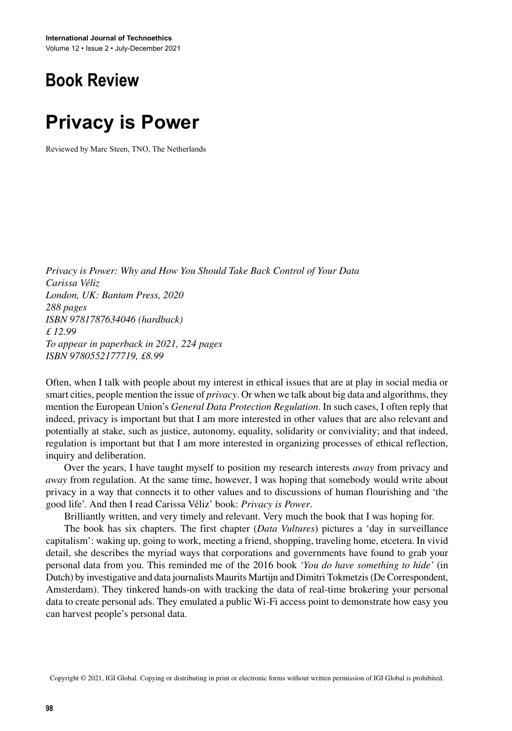## Book Review

# Privacy is Power

Reviewed by Marc Steen, TNO, The Netherlands

*Privacy is Power: Why and How You Should Take Back Control of Your Data*
*Carissa Véliz*
*London, UK: Bantam Press, 2020*
*288 pages*
*ISBN 9781787634046 (hardback)*
*£ 12.99*
*To appear in paperback in 2021, 224 pages*
*ISBN 9780552177719, £8.99*

Often, when I talk with people about my interest in ethical issues that are at play in social media or smart cities, people mention the issue of *privacy*. Or when we talk about big data and algorithms, they mention the European Union's *General Data Protection Regulation*. In such cases, I often reply that indeed, privacy is important but that I am more interested in other values that are also relevant and potentially at stake, such as justice, autonomy, equality, solidarity or conviviality; and that indeed, regulation is important but that I am more interested in organizing processes of ethical reflection, inquiry and deliberation.

Over the years, I have taught myself to position my research interests *away* from privacy and *away* from regulation. At the same time, however, I was hoping that somebody would write about privacy in a way that connects it to other values and to discussions of human flourishing and 'the good life'. And then I read Carissa Véliz' book: *Privacy is Power*.

Brilliantly written, and very timely and relevant. Very much the book that I was hoping for.

The book has six chapters. The first chapter (*Data Vultures*) pictures a 'day in surveillance capitalism': waking up, going to work, meeting a friend, shopping, traveling home, etcetera. In vivid detail, she describes the myriad ways that corporations and governments have found to grab your personal data from you. This reminded me of the 2016 book *'You do have something to hide'* (in Dutch) by investigative and data journalists Maurits Martijn and Dimitri Tokmetzis (De Correspondent, Amsterdam). They tinkered hands-on with tracking the data of real-time brokering your personal data to create personal ads. They emulated a public Wi-Fi access point to demonstrate how easy you can harvest people's personal data.

Copyright © 2021, IGI Global. Copying or distributing in print or electronic forms without written permission of IGI Global is prohibited.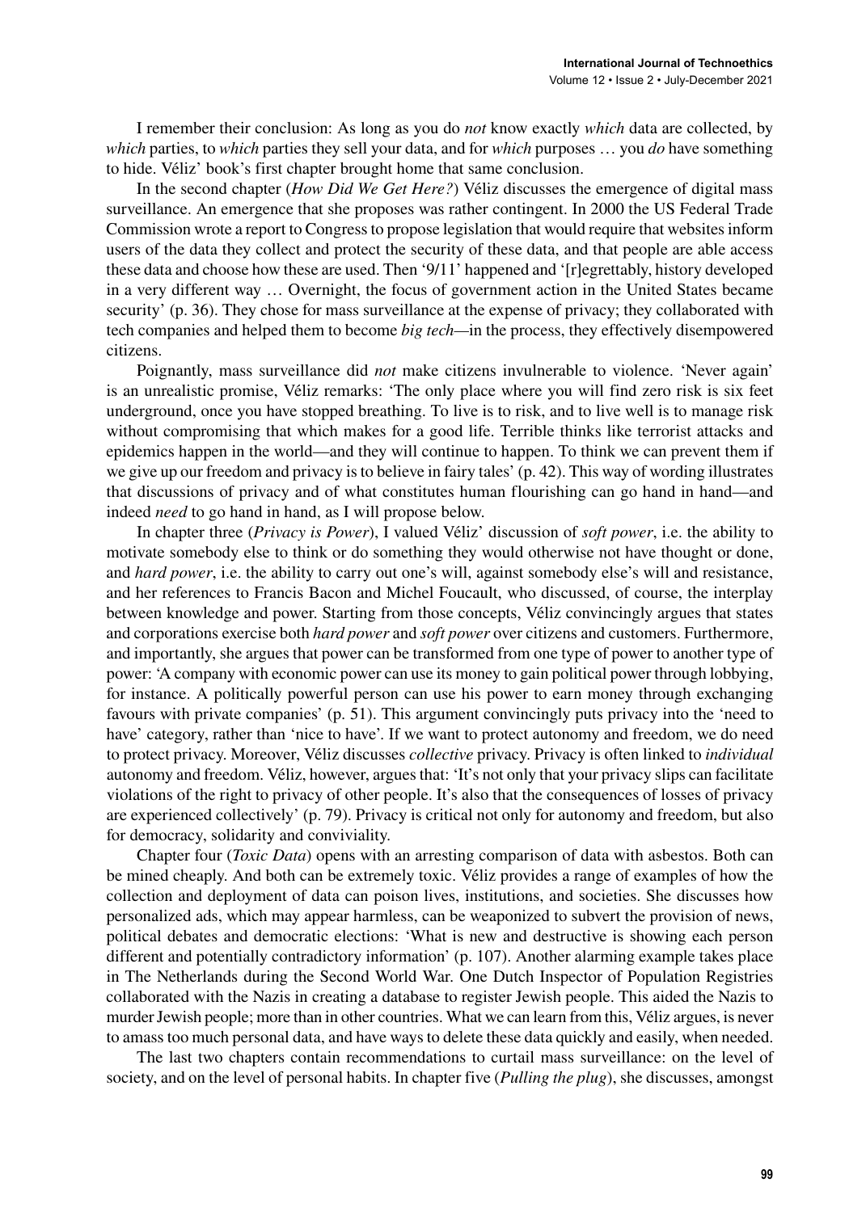I remember their conclusion: As long as you do *not* know exactly *which* data are collected, by *which* parties, to *which* parties they sell your data, and for *which* purposes … you *do* have something to hide. Véliz' book's first chapter brought home that same conclusion.

In the second chapter (*How Did We Get Here?*) Véliz discusses the emergence of digital mass surveillance. An emergence that she proposes was rather contingent. In 2000 the US Federal Trade Commission wrote a report to Congress to propose legislation that would require that websites inform users of the data they collect and protect the security of these data, and that people are able access these data and choose how these are used. Then '9/11' happened and '[r]egrettably, history developed in a very different way … Overnight, the focus of government action in the United States became security' (p. 36). They chose for mass surveillance at the expense of privacy; they collaborated with tech companies and helped them to become *big tech*—in the process, they effectively disempowered citizens.

Poignantly, mass surveillance did *not* make citizens invulnerable to violence. 'Never again' is an unrealistic promise, Véliz remarks: 'The only place where you will find zero risk is six feet underground, once you have stopped breathing. To live is to risk, and to live well is to manage risk without compromising that which makes for a good life. Terrible thinks like terrorist attacks and epidemics happen in the world—and they will continue to happen. To think we can prevent them if we give up our freedom and privacy is to believe in fairy tales' (p. 42). This way of wording illustrates that discussions of privacy and of what constitutes human flourishing can go hand in hand—and indeed *need* to go hand in hand, as I will propose below.

In chapter three (*Privacy is Power*), I valued Véliz' discussion of *soft power*, i.e. the ability to motivate somebody else to think or do something they would otherwise not have thought or done, and *hard power*, i.e. the ability to carry out one's will, against somebody else's will and resistance, and her references to Francis Bacon and Michel Foucault, who discussed, of course, the interplay between knowledge and power. Starting from those concepts, Véliz convincingly argues that states and corporations exercise both *hard power* and *soft power* over citizens and customers. Furthermore, and importantly, she argues that power can be transformed from one type of power to another type of power: 'A company with economic power can use its money to gain political power through lobbying, for instance. A politically powerful person can use his power to earn money through exchanging favours with private companies' (p. 51). This argument convincingly puts privacy into the 'need to have' category, rather than 'nice to have'. If we want to protect autonomy and freedom, we do need to protect privacy. Moreover, Véliz discusses *collective* privacy. Privacy is often linked to *individual* autonomy and freedom. Véliz, however, argues that: 'It's not only that your privacy slips can facilitate violations of the right to privacy of other people. It's also that the consequences of losses of privacy are experienced collectively' (p. 79). Privacy is critical not only for autonomy and freedom, but also for democracy, solidarity and conviviality.

Chapter four (*Toxic Data*) opens with an arresting comparison of data with asbestos. Both can be mined cheaply. And both can be extremely toxic. Véliz provides a range of examples of how the collection and deployment of data can poison lives, institutions, and societies. She discusses how personalized ads, which may appear harmless, can be weaponized to subvert the provision of news, political debates and democratic elections: 'What is new and destructive is showing each person different and potentially contradictory information' (p. 107). Another alarming example takes place in The Netherlands during the Second World War. One Dutch Inspector of Population Registries collaborated with the Nazis in creating a database to register Jewish people. This aided the Nazis to murder Jewish people; more than in other countries. What we can learn from this, Véliz argues, is never to amass too much personal data, and have ways to delete these data quickly and easily, when needed.

The last two chapters contain recommendations to curtail mass surveillance: on the level of society, and on the level of personal habits. In chapter five (*Pulling the plug*), she discusses, amongst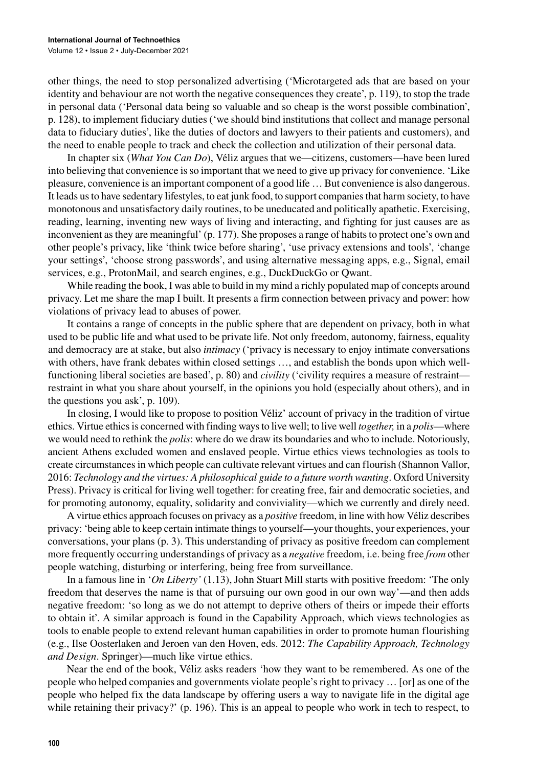other things, the need to stop personalized advertising ('Microtargeted ads that are based on your identity and behaviour are not worth the negative consequences they create', p. 119), to stop the trade in personal data ('Personal data being so valuable and so cheap is the worst possible combination', p. 128), to implement fiduciary duties ('we should bind institutions that collect and manage personal data to fiduciary duties', like the duties of doctors and lawyers to their patients and customers), and the need to enable people to track and check the collection and utilization of their personal data.

In chapter six (*What You Can Do*), Véliz argues that we—citizens, customers—have been lured into believing that convenience is so important that we need to give up privacy for convenience. 'Like pleasure, convenience is an important component of a good life … But convenience is also dangerous. It leads us to have sedentary lifestyles, to eat junk food, to support companies that harm society, to have monotonous and unsatisfactory daily routines, to be uneducated and politically apathetic. Exercising, reading, learning, inventing new ways of living and interacting, and fighting for just causes are as inconvenient as they are meaningful' (p. 177). She proposes a range of habits to protect one's own and other people's privacy, like 'think twice before sharing', 'use privacy extensions and tools', 'change your settings', 'choose strong passwords', and using alternative messaging apps, e.g., Signal, email services, e.g., ProtonMail, and search engines, e.g., DuckDuckGo or Qwant.

While reading the book, I was able to build in my mind a richly populated map of concepts around privacy. Let me share the map I built. It presents a firm connection between privacy and power: how violations of privacy lead to abuses of power.

It contains a range of concepts in the public sphere that are dependent on privacy, both in what used to be public life and what used to be private life. Not only freedom, autonomy, fairness, equality and democracy are at stake, but also *intimacy* ('privacy is necessary to enjoy intimate conversations with others, have frank debates within closed settings …, and establish the bonds upon which well-functioning liberal societies are based', p. 80) and *civility* ('civility requires a measure of restraint—restraint in what you share about yourself, in the opinions you hold (especially about others), and in the questions you ask', p. 109).

In closing, I would like to propose to position Véliz' account of privacy in the tradition of virtue ethics. Virtue ethics is concerned with finding ways to live well; to live well *together,* in a *polis*—where we would need to rethink the *polis*: where do we draw its boundaries and who to include. Notoriously, ancient Athens excluded women and enslaved people. Virtue ethics views technologies as tools to create circumstances in which people can cultivate relevant virtues and can flourish (Shannon Vallor, 2016: *Technology and the virtues: A philosophical guide to a future worth wanting*. Oxford University Press). Privacy is critical for living well together: for creating free, fair and democratic societies, and for promoting autonomy, equality, solidarity and conviviality—which we currently and direly need.

A virtue ethics approach focuses on privacy as a *positive* freedom, in line with how Véliz describes privacy: 'being able to keep certain intimate things to yourself—your thoughts, your experiences, your conversations, your plans (p. 3). This understanding of privacy as positive freedom can complement more frequently occurring understandings of privacy as a *negative* freedom, i.e. being free *from* other people watching, disturbing or interfering, being free from surveillance.

In a famous line in '*On Liberty'* (1.13), John Stuart Mill starts with positive freedom: 'The only freedom that deserves the name is that of pursuing our own good in our own way'—and then adds negative freedom: 'so long as we do not attempt to deprive others of theirs or impede their efforts to obtain it'. A similar approach is found in the Capability Approach, which views technologies as tools to enable people to extend relevant human capabilities in order to promote human flourishing (e.g., Ilse Oosterlaken and Jeroen van den Hoven, eds. 2012: *The Capability Approach, Technology and Design*. Springer)—much like virtue ethics.

Near the end of the book, Véliz asks readers 'how they want to be remembered. As one of the people who helped companies and governments violate people's right to privacy … [or] as one of the people who helped fix the data landscape by offering users a way to navigate life in the digital age while retaining their privacy?' (p. 196). This is an appeal to people who work in tech to respect, to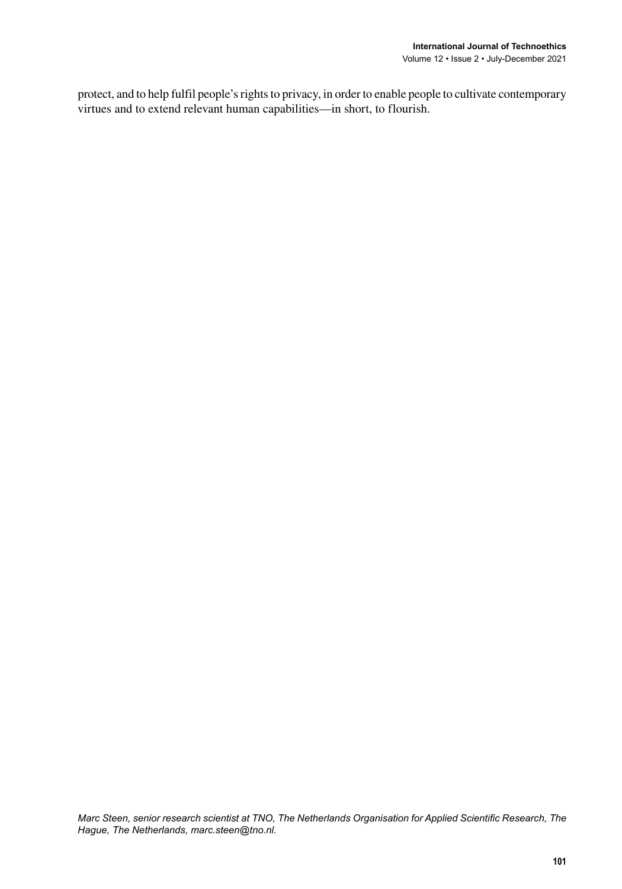protect, and to help fulfil people's rights to privacy, in order to enable people to cultivate contemporary virtues and to extend relevant human capabilities—in short, to flourish.

*Marc Steen, senior research scientist at TNO, The Netherlands Organisation for Applied Scientific Research, The Hague, The Netherlands, marc.steen@tno.nl.*